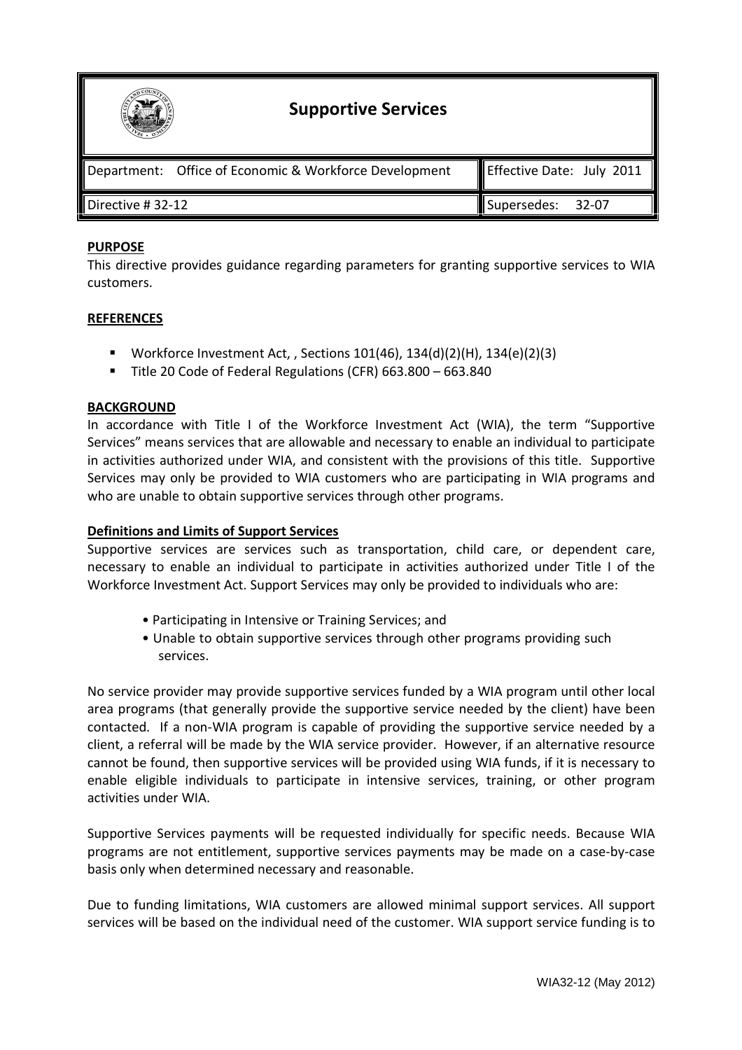# Supportive Services

| Department: Office of Economic & Workforce Development | Effective Date: July 2011 |
| --- | --- |
| Directive # 32-12 | Supersedes: 32-07 |

**PURPOSE**

This directive provides guidance regarding parameters for granting supportive services to WIA customers.

**REFERENCES**

- Workforce Investment Act, , Sections 101(46), 134(d)(2)(H), 134(e)(2)(3)
- Title 20 Code of Federal Regulations (CFR) 663.800 – 663.840

**BACKGROUND**

In accordance with Title I of the Workforce Investment Act (WIA), the term "Supportive Services" means services that are allowable and necessary to enable an individual to participate in activities authorized under WIA, and consistent with the provisions of this title. Supportive Services may only be provided to WIA customers who are participating in WIA programs and who are unable to obtain supportive services through other programs.

**Definitions and Limits of Support Services**

Supportive services are services such as transportation, child care, or dependent care, necessary to enable an individual to participate in activities authorized under Title I of the Workforce Investment Act. Support Services may only be provided to individuals who are:

- Participating in Intensive or Training Services; and
- Unable to obtain supportive services through other programs providing such services.

No service provider may provide supportive services funded by a WIA program until other local area programs (that generally provide the supportive service needed by the client) have been contacted. If a non-WIA program is capable of providing the supportive service needed by a client, a referral will be made by the WIA service provider. However, if an alternative resource cannot be found, then supportive services will be provided using WIA funds, if it is necessary to enable eligible individuals to participate in intensive services, training, or other program activities under WIA.

Supportive Services payments will be requested individually for specific needs. Because WIA programs are not entitlement, supportive services payments may be made on a case-by-case basis only when determined necessary and reasonable.

Due to funding limitations, WIA customers are allowed minimal support services. All support services will be based on the individual need of the customer. WIA support service funding is to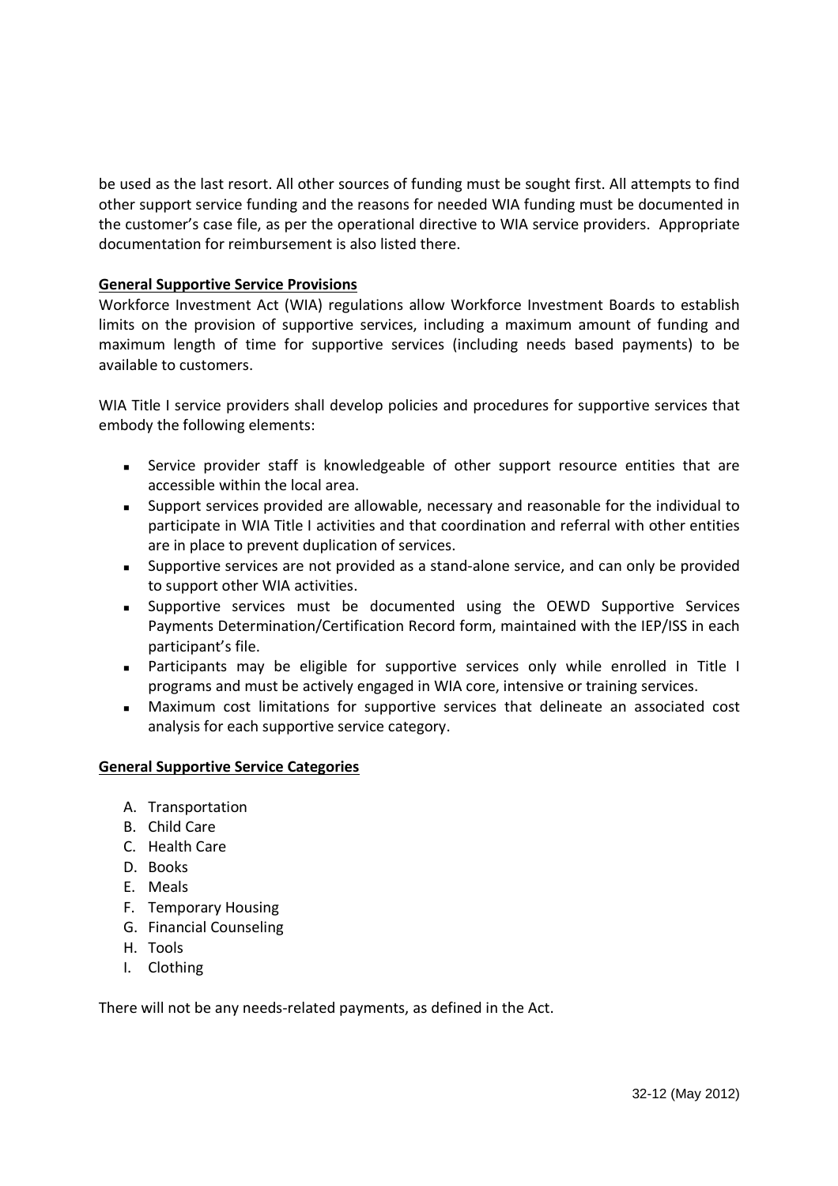be used as the last resort. All other sources of funding must be sought first. All attempts to find other support service funding and the reasons for needed WIA funding must be documented in the customer's case file, as per the operational directive to WIA service providers. Appropriate documentation for reimbursement is also listed there.

**General Supportive Service Provisions**

Workforce Investment Act (WIA) regulations allow Workforce Investment Boards to establish limits on the provision of supportive services, including a maximum amount of funding and maximum length of time for supportive services (including needs based payments) to be available to customers.

WIA Title I service providers shall develop policies and procedures for supportive services that embody the following elements:

- Service provider staff is knowledgeable of other support resource entities that are accessible within the local area.
- Support services provided are allowable, necessary and reasonable for the individual to participate in WIA Title I activities and that coordination and referral with other entities are in place to prevent duplication of services.
- Supportive services are not provided as a stand-alone service, and can only be provided to support other WIA activities.
- Supportive services must be documented using the OEWD Supportive Services Payments Determination/Certification Record form, maintained with the IEP/ISS in each participant's file.
- Participants may be eligible for supportive services only while enrolled in Title I programs and must be actively engaged in WIA core, intensive or training services.
- Maximum cost limitations for supportive services that delineate an associated cost analysis for each supportive service category.

**General Supportive Service Categories**

A. Transportation
B. Child Care
C. Health Care
D. Books
E. Meals
F. Temporary Housing
G. Financial Counseling
H. Tools
I. Clothing

There will not be any needs-related payments, as defined in the Act.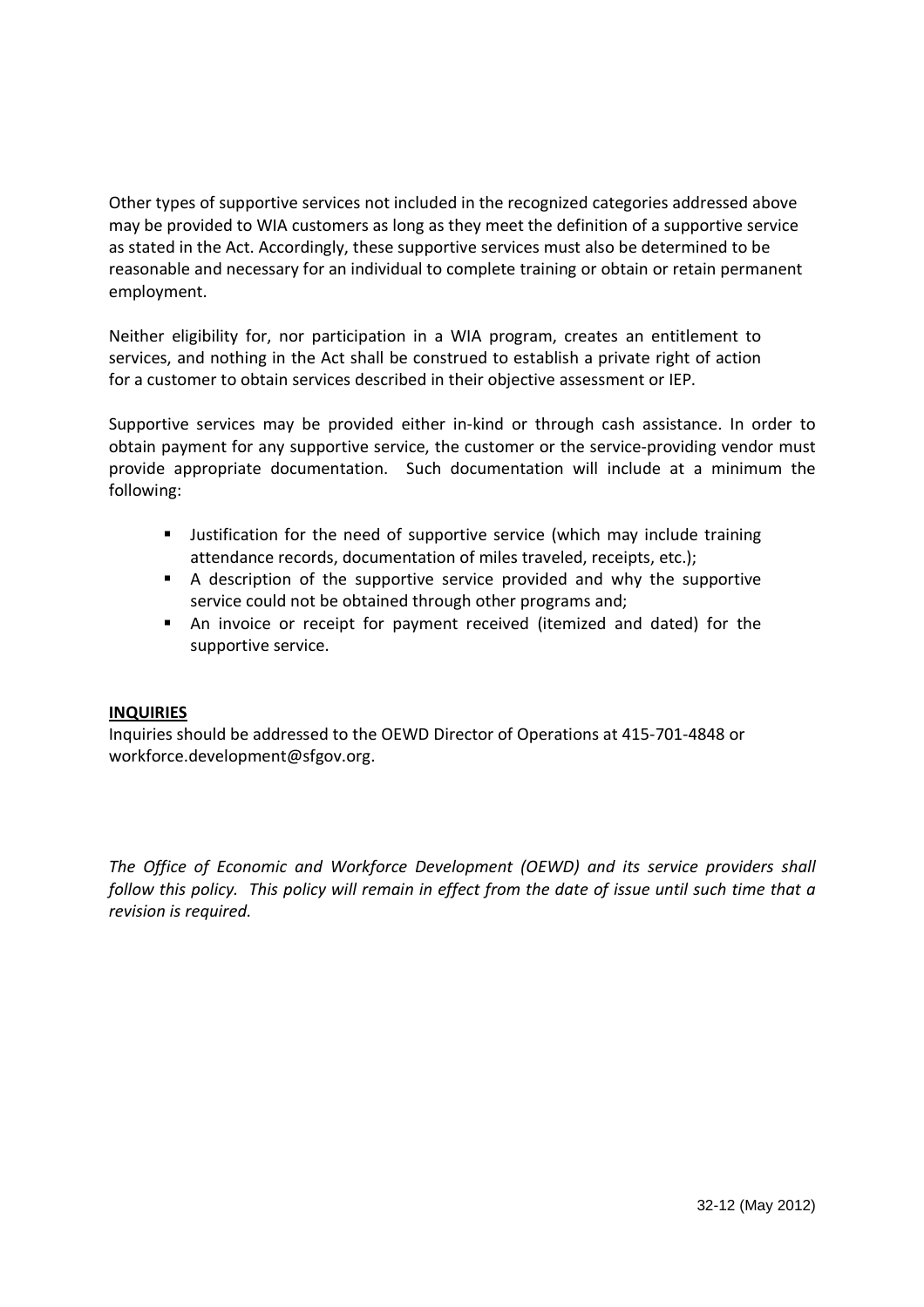Other types of supportive services not included in the recognized categories addressed above may be provided to WIA customers as long as they meet the definition of a supportive service as stated in the Act. Accordingly, these supportive services must also be determined to be reasonable and necessary for an individual to complete training or obtain or retain permanent employment.

Neither eligibility for, nor participation in a WIA program, creates an entitlement to services, and nothing in the Act shall be construed to establish a private right of action for a customer to obtain services described in their objective assessment or IEP.

Supportive services may be provided either in-kind or through cash assistance. In order to obtain payment for any supportive service, the customer or the service-providing vendor must provide appropriate documentation. Such documentation will include at a minimum the following:

- Justification for the need of supportive service (which may include training attendance records, documentation of miles traveled, receipts, etc.);
- A description of the supportive service provided and why the supportive service could not be obtained through other programs and;
- An invoice or receipt for payment received (itemized and dated) for the supportive service.

**INQUIRIES**

Inquiries should be addressed to the OEWD Director of Operations at 415-701-4848 or workforce.development@sfgov.org.

*The Office of Economic and Workforce Development (OEWD) and its service providers shall follow this policy. This policy will remain in effect from the date of issue until such time that a revision is required.*

32-12 (May 2012)